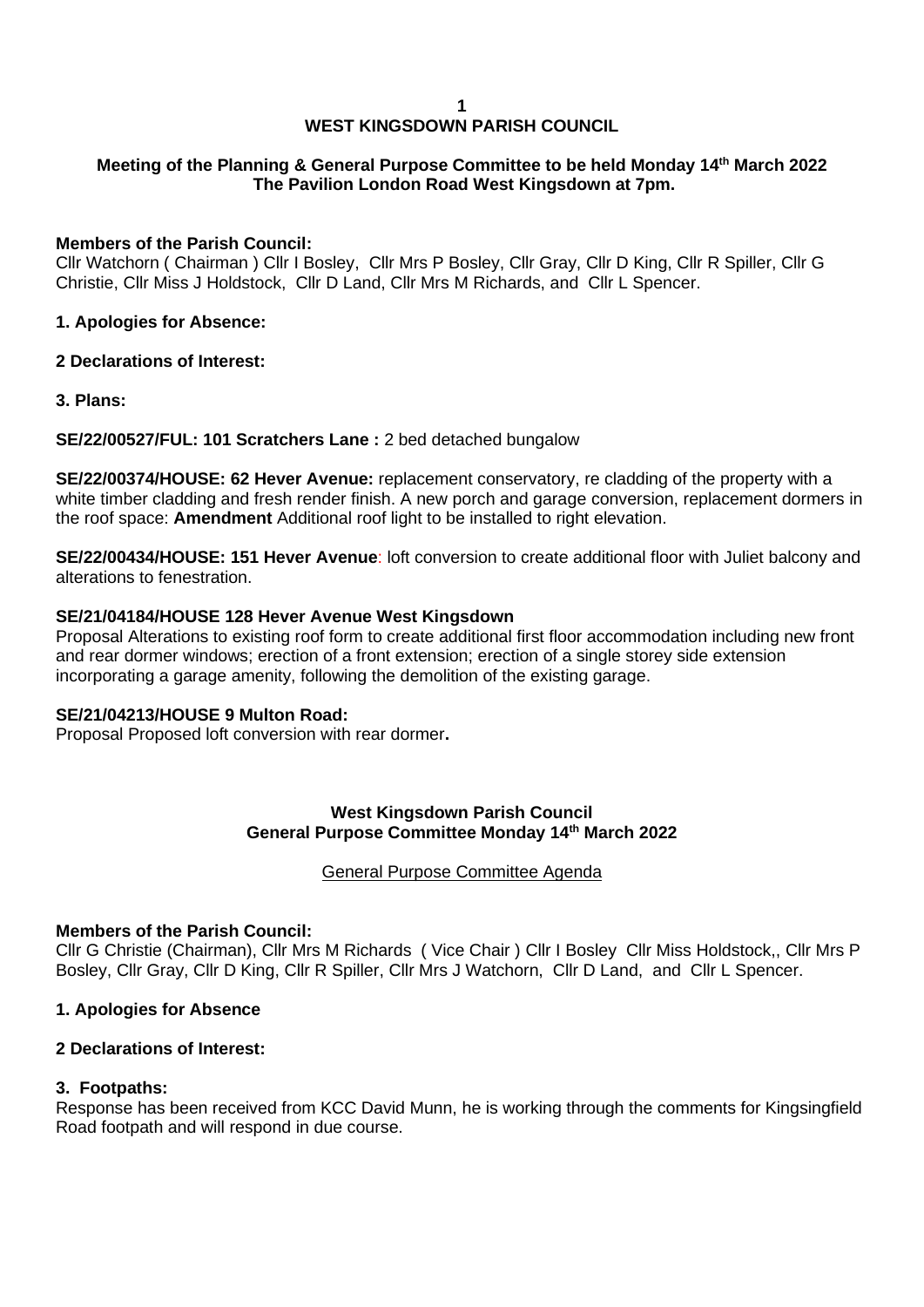# WEST KINGSDOWN PARISH COUNCIL

**Meeting of the Planning & General Purpose Committee to be held Monday 14th March 2022 The Pavilion London Road West Kingsdown at 7pm.**

**Members of the Parish Council:**
Cllr Watchorn ( Chairman ) Cllr I Bosley, Cllr Mrs P Bosley, Cllr Gray, Cllr D King, Cllr R Spiller, Cllr G Christie, Cllr Miss J Holdstock, Cllr D Land, Cllr Mrs M Richards, and Cllr L Spencer.

**1. Apologies for Absence:**

**2 Declarations of Interest:**

**3. Plans:**

**SE/22/00527/FUL: 101 Scratchers Lane :** 2 bed detached bungalow

**SE/22/00374/HOUSE: 62 Hever Avenue:** replacement conservatory, re cladding of the property with a white timber cladding and fresh render finish. A new porch and garage conversion, replacement dormers in the roof space: **Amendment** Additional roof light to be installed to right elevation.

**SE/22/00434/HOUSE: 151 Hever Avenue**: loft conversion to create additional floor with Juliet balcony and alterations to fenestration.

**SE/21/04184/HOUSE 128 Hever Avenue West Kingsdown**
Proposal Alterations to existing roof form to create additional first floor accommodation including new front and rear dormer windows; erection of a front extension; erection of a single storey side extension incorporating a garage amenity, following the demolition of the existing garage.

**SE/21/04213/HOUSE 9 Multon Road:**
Proposal Proposed loft conversion with rear dormer**.**

## West Kingsdown Parish Council
## General Purpose Committee Monday 14th March 2022

General Purpose Committee Agenda

**Members of the Parish Council:**
Cllr G Christie (Chairman), Cllr Mrs M Richards ( Vice Chair ) Cllr I Bosley Cllr Miss Holdstock,, Cllr Mrs P Bosley, Cllr Gray, Cllr D King, Cllr R Spiller, Cllr Mrs J Watchorn, Cllr D Land, and Cllr L Spencer.

**1. Apologies for Absence**

**2 Declarations of Interest:**

**3. Footpaths:**
Response has been received from KCC David Munn, he is working through the comments for Kingsingfield Road footpath and will respond in due course.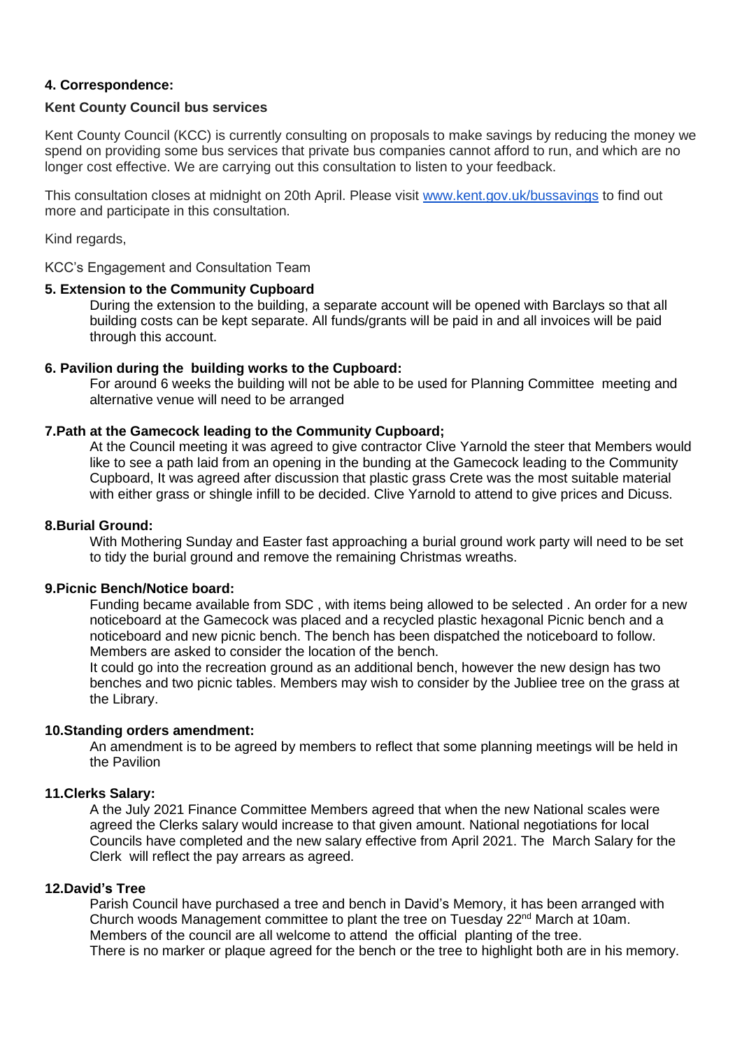**4. Correspondence:**

**Kent County Council bus services**

Kent County Council (KCC) is currently consulting on proposals to make savings by reducing the money we spend on providing some bus services that private bus companies cannot afford to run, and which are no longer cost effective. We are carrying out this consultation to listen to your feedback.

This consultation closes at midnight on 20th April. Please visit [www.kent.gov.uk/bussavings](www.kent.gov.uk/bussavings) to find out more and participate in this consultation.

Kind regards,

KCC's Engagement and Consultation Team

**5. Extension to the Community Cupboard**

During the extension to the building, a separate account will be opened with Barclays so that all building costs can be kept separate. All funds/grants will be paid in and all invoices will be paid through this account.

**6. Pavilion during the building works to the Cupboard:**

For around 6 weeks the building will not be able to be used for Planning Committee meeting and alternative venue will need to be arranged

**7.Path at the Gamecock leading to the Community Cupboard;**

At the Council meeting it was agreed to give contractor Clive Yarnold the steer that Members would like to see a path laid from an opening in the bunding at the Gamecock leading to the Community Cupboard, It was agreed after discussion that plastic grass Crete was the most suitable material with either grass or shingle infill to be decided. Clive Yarnold to attend to give prices and Dicuss.

**8.Burial Ground:**

With Mothering Sunday and Easter fast approaching a burial ground work party will need to be set to tidy the burial ground and remove the remaining Christmas wreaths.

**9.Picnic Bench/Notice board:**

Funding became available from SDC , with items being allowed to be selected . An order for a new noticeboard at the Gamecock was placed and a recycled plastic hexagonal Picnic bench and a noticeboard and new picnic bench. The bench has been dispatched the noticeboard to follow. Members are asked to consider the location of the bench.

It could go into the recreation ground as an additional bench, however the new design has two benches and two picnic tables. Members may wish to consider by the Jubliee tree on the grass at the Library.

**10.Standing orders amendment:**

An amendment is to be agreed by members to reflect that some planning meetings will be held in the Pavilion

**11.Clerks Salary:**

A the July 2021 Finance Committee Members agreed that when the new National scales were agreed the Clerks salary would increase to that given amount. National negotiations for local Councils have completed and the new salary effective from April 2021. The March Salary for the Clerk will reflect the pay arrears as agreed.

**12.David's Tree**

Parish Council have purchased a tree and bench in David's Memory, it has been arranged with Church woods Management committee to plant the tree on Tuesday 22nd March at 10am. Members of the council are all welcome to attend the official planting of the tree.

There is no marker or plaque agreed for the bench or the tree to highlight both are in his memory.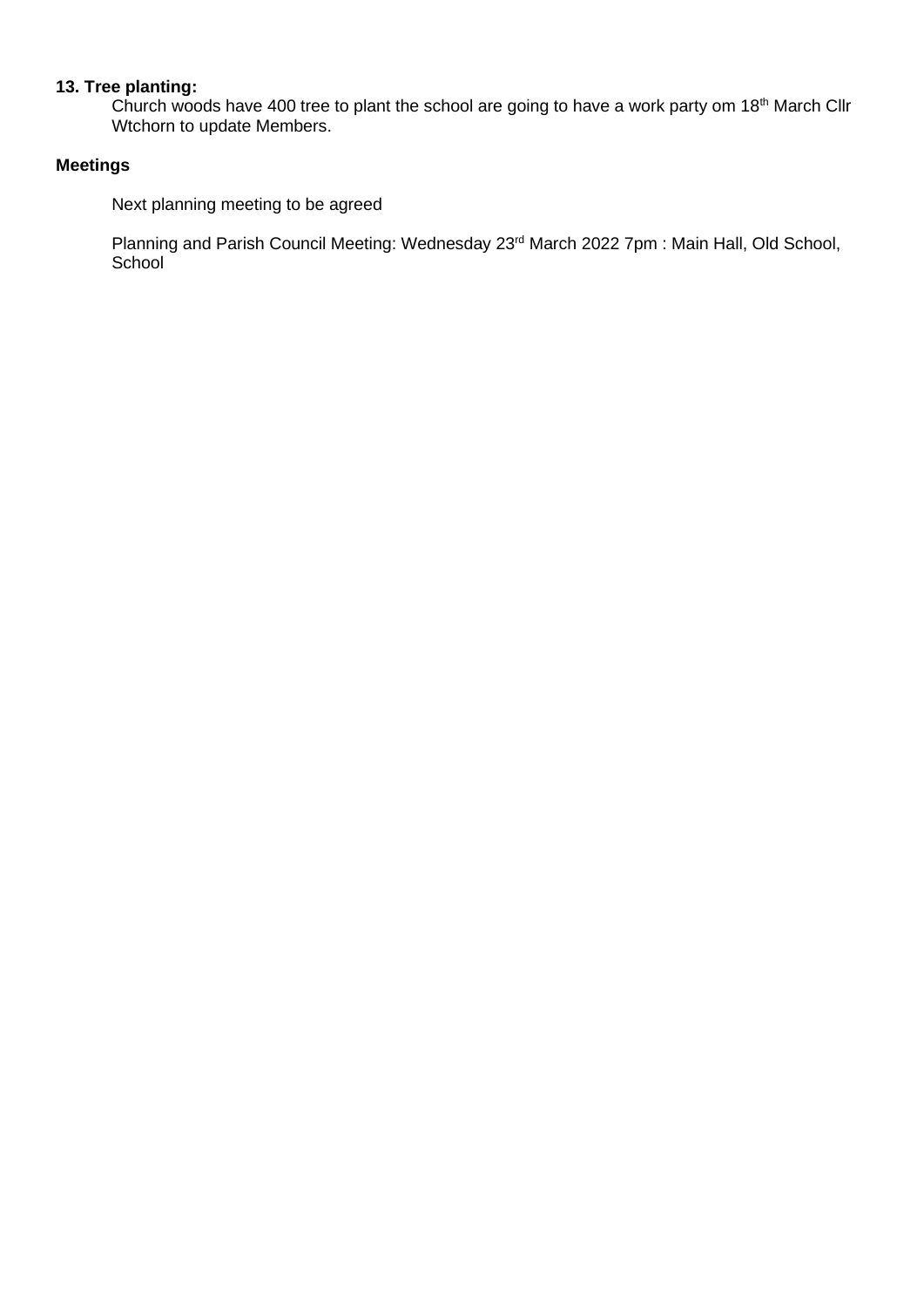**13. Tree planting:**

Church woods have 400 tree to plant the school are going to have a work party om 18th March Cllr Wtchorn to update Members.

**Meetings**

Next planning meeting to be agreed

Planning and Parish Council Meeting: Wednesday 23rd March 2022 7pm : Main Hall, Old School, School